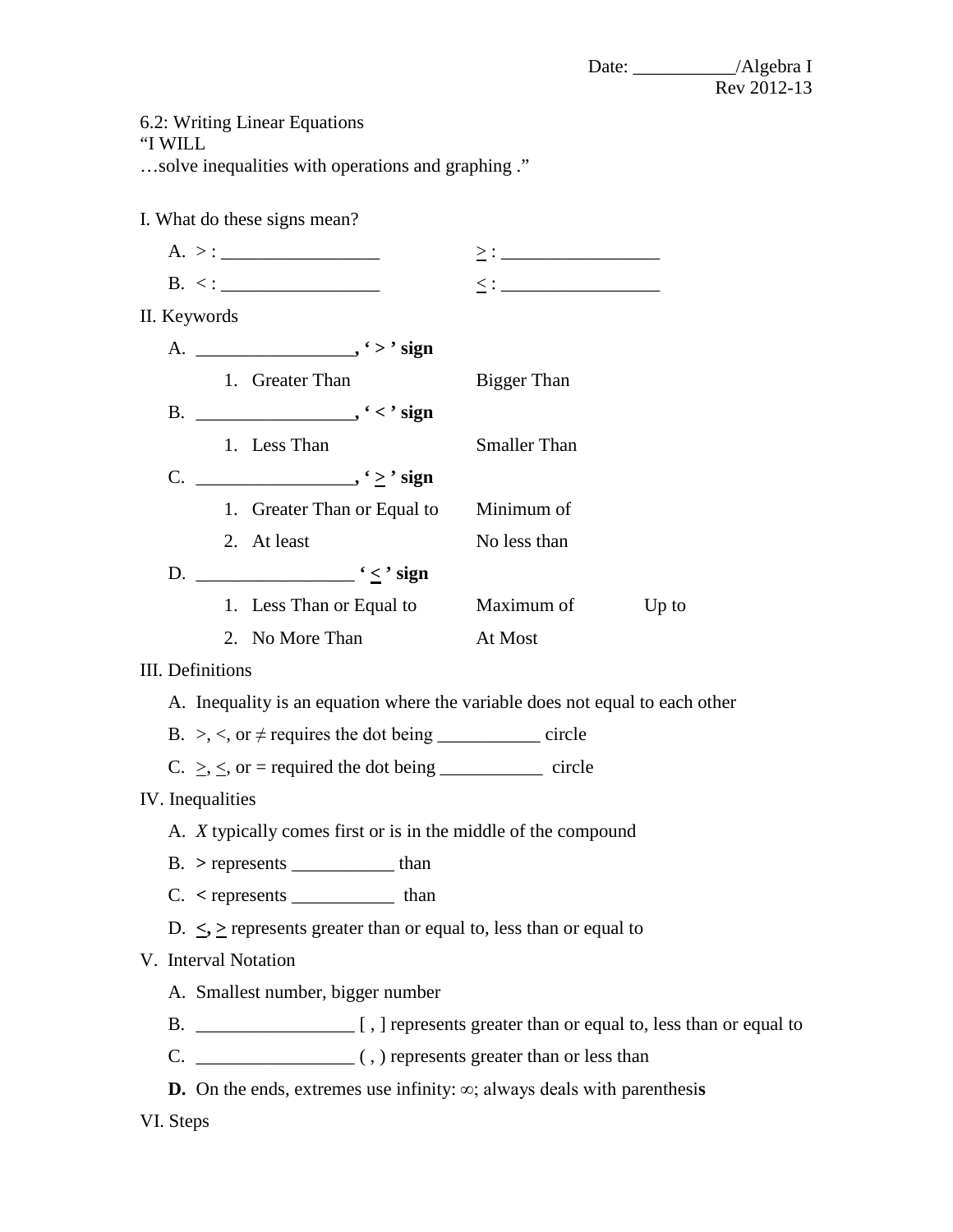Date: ___________/Algebra I
Rev 2012-13

6.2: Writing Linear Equations
"I WILL
…solve inequalities with operations and graphing ."

I. What do these signs mean?

A. > : _________________ &nbsp;&nbsp;&nbsp;&nbsp; ≥ : _________________

B. < : _________________ &nbsp;&nbsp;&nbsp;&nbsp; ≤ : _________________

II. Keywords

A. _________________**, ' > ' sign**

1. Greater Than &nbsp;&nbsp;&nbsp;&nbsp; Bigger Than

B. _________________**, ' < ' sign**

1. Less Than &nbsp;&nbsp;&nbsp;&nbsp; Smaller Than

C. _________________**, ' ≥ ' sign**

1. Greater Than or Equal to &nbsp;&nbsp;&nbsp;&nbsp; Minimum of
2. At least &nbsp;&nbsp;&nbsp;&nbsp; No less than

D. _________________ **' ≤ ' sign**

1. Less Than or Equal to &nbsp;&nbsp;&nbsp;&nbsp; Maximum of &nbsp;&nbsp;&nbsp;&nbsp; Up to
2. No More Than &nbsp;&nbsp;&nbsp;&nbsp; At Most

III. Definitions

A. Inequality is an equation where the variable does not equal to each other

B. >, <, or ≠ requires the dot being ___________ circle

C. ≥, ≤, or = required the dot being ___________ circle

IV. Inequalities

A. *X* typically comes first or is in the middle of the compound

B. **>** represents ___________ than

C. **<** represents ___________ than

D. **≤, ≥** represents greater than or equal to, less than or equal to

V. Interval Notation

A. Smallest number, bigger number

B. _________________ [ , ] represents greater than or equal to, less than or equal to

C. _________________ ( , ) represents greater than or less than

**D.** On the ends, extremes use infinity: ∞; always deals with parenthesi**s**

VI. Steps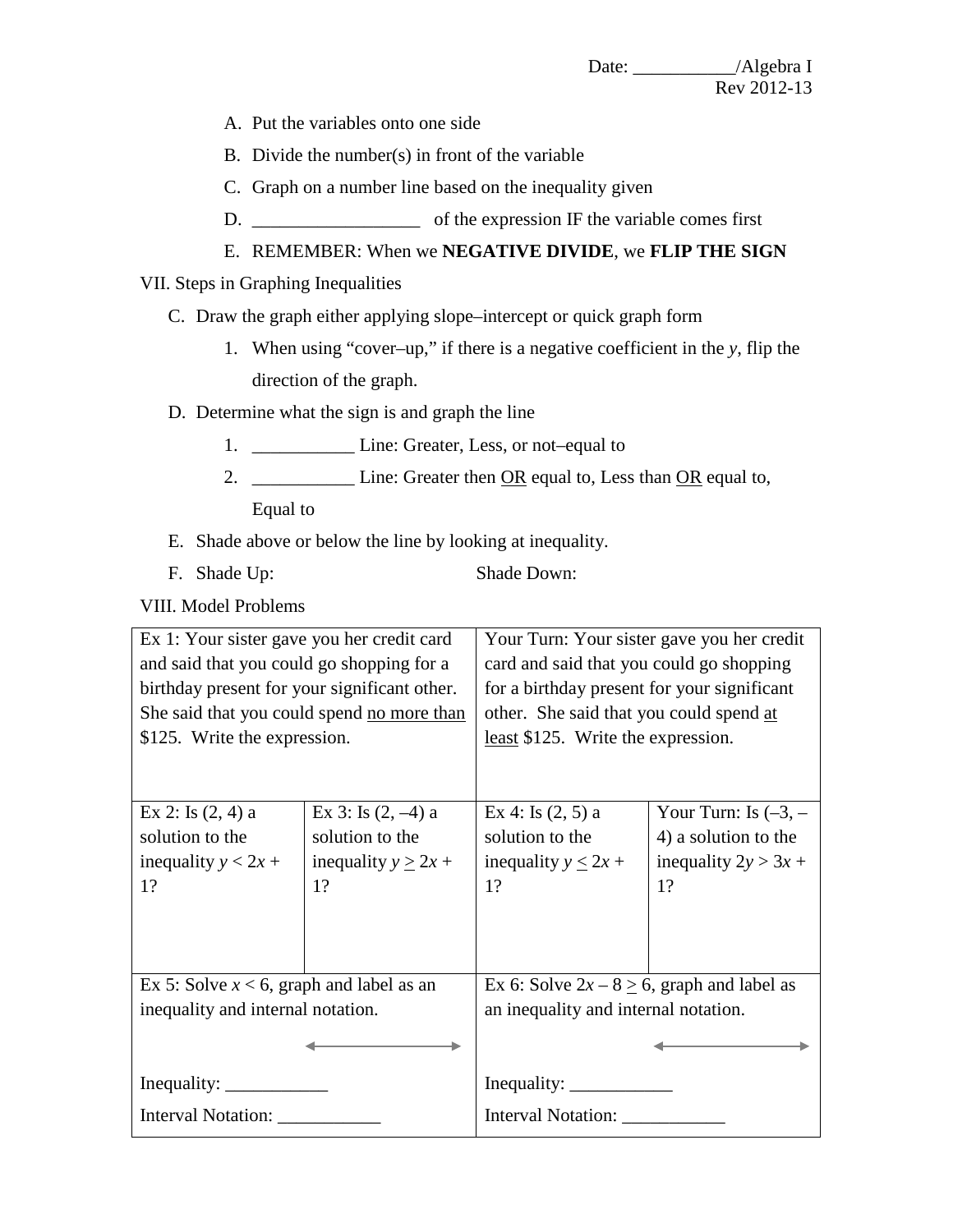A. Put the variables onto one side

B. Divide the number(s) in front of the variable

C. Graph on a number line based on the inequality given

D. __________________ of the expression IF the variable comes first

E. REMEMBER: When we **NEGATIVE DIVIDE**, we **FLIP THE SIGN**

VII. Steps in Graphing Inequalities

C. Draw the graph either applying slope–intercept or quick graph form

1. When using "cover–up," if there is a negative coefficient in the $y$, flip the direction of the graph.

D. Determine what the sign is and graph the line

1. ___________ Line: Greater, Less, or not–equal to
2. ___________ Line: Greater then OR equal to, Less than OR equal to, Equal to

E. Shade above or below the line by looking at inequality.

F. Shade Up: Shade Down:

VIII. Model Problems

| Ex 1: Your sister gave you her credit card and said that you could go shopping for a birthday present for your significant other. She said that you could spend no more than \$125. Write the expression. | | Your Turn: Your sister gave you her credit card and said that you could go shopping for a birthday present for your significant other. She said that you could spend at least \$125. Write the expression. | |
|---|---|---|---|
| Ex 2: Is (2, 4) a solution to the inequality $y < 2x + 1$? | Ex 3: Is (2, –4) a solution to the inequality $y \geq 2x + 1$? | Ex 4: Is (2, 5) a solution to the inequality $y \leq 2x + 1$? | Your Turn: Is (–3, –4) a solution to the inequality $2y > 3x + 1$? |
| Ex 5: Solve $x < 6$, graph and label as an inequality and internal notation. <br><br> Inequality: ___________ <br> Interval Notation: ___________ | | Ex 6: Solve $2x - 8 \geq 6$, graph and label as an inequality and internal notation. <br><br> Inequality: ___________ <br> Interval Notation: ___________ | |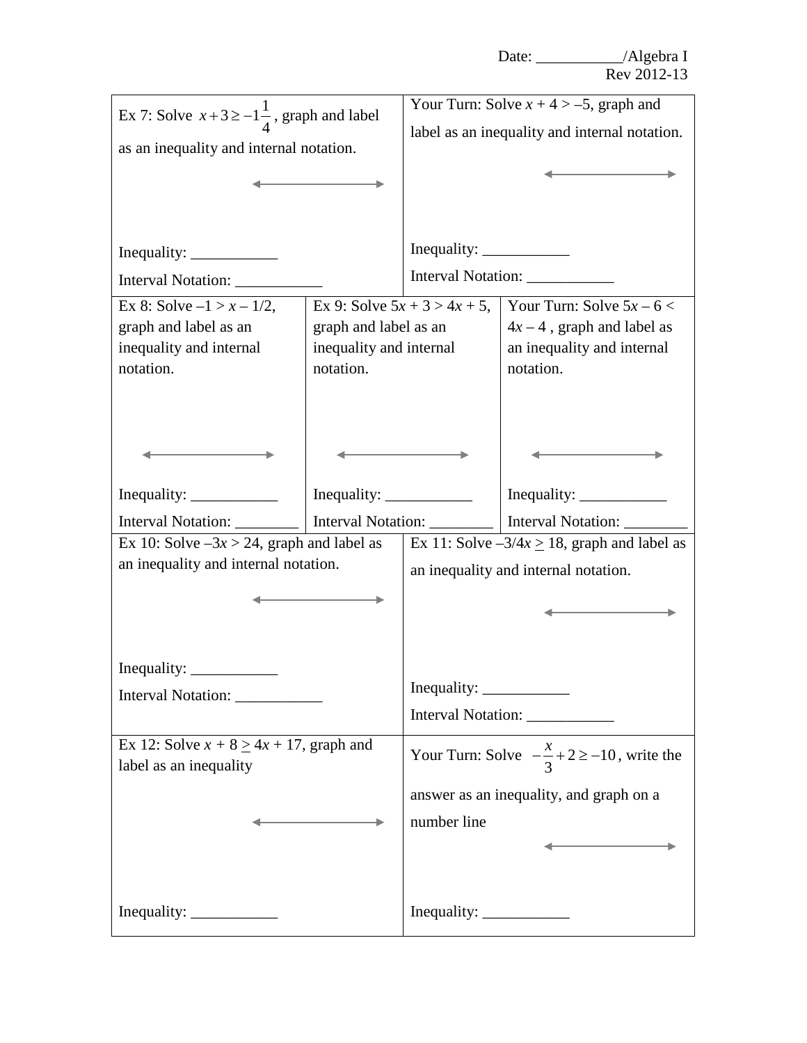Date: ___________/Algebra I
Rev 2012-13

| | |
|---|---|
| Ex 7: Solve $x + 3 \geq -1\frac{1}{4}$, graph and label as an inequality and internal notation.<br><br>Inequality: ___________<br>Interval Notation: ___________ | Your Turn: Solve $x + 4 > -5$, graph and label as an inequality and internal notation.<br><br>Inequality: ___________<br>Interval Notation: ___________ |

| | | |
|---|---|---|
| Ex 8: Solve $-1 > x - 1/2$, graph and label as an inequality and internal notation.<br><br>Inequality: ___________<br>Interval Notation: ________ | Ex 9: Solve $5x + 3 > 4x + 5$, graph and label as an inequality and internal notation.<br><br>Inequality: ___________<br>Interval Notation: ________ | Your Turn: Solve $5x - 6 < 4x - 4$ , graph and label as an inequality and internal notation.<br><br>Inequality: ___________<br>Interval Notation: ________ |

| | |
|---|---|
| Ex 10: Solve $-3x > 24$, graph and label as an inequality and internal notation.<br><br>Inequality: ___________<br>Interval Notation: ___________ | Ex 11: Solve $-3/4x \geq 18$, graph and label as an inequality and internal notation.<br><br>Inequality: ___________<br>Interval Notation: ___________ |
| Ex 12: Solve $x + 8 \geq 4x + 17$, graph and label as an inequality<br><br>Inequality: ___________ | Your Turn: Solve $-\frac{x}{3} + 2 \geq -10$, write the answer as an inequality, and graph on a number line<br><br>Inequality: ___________ |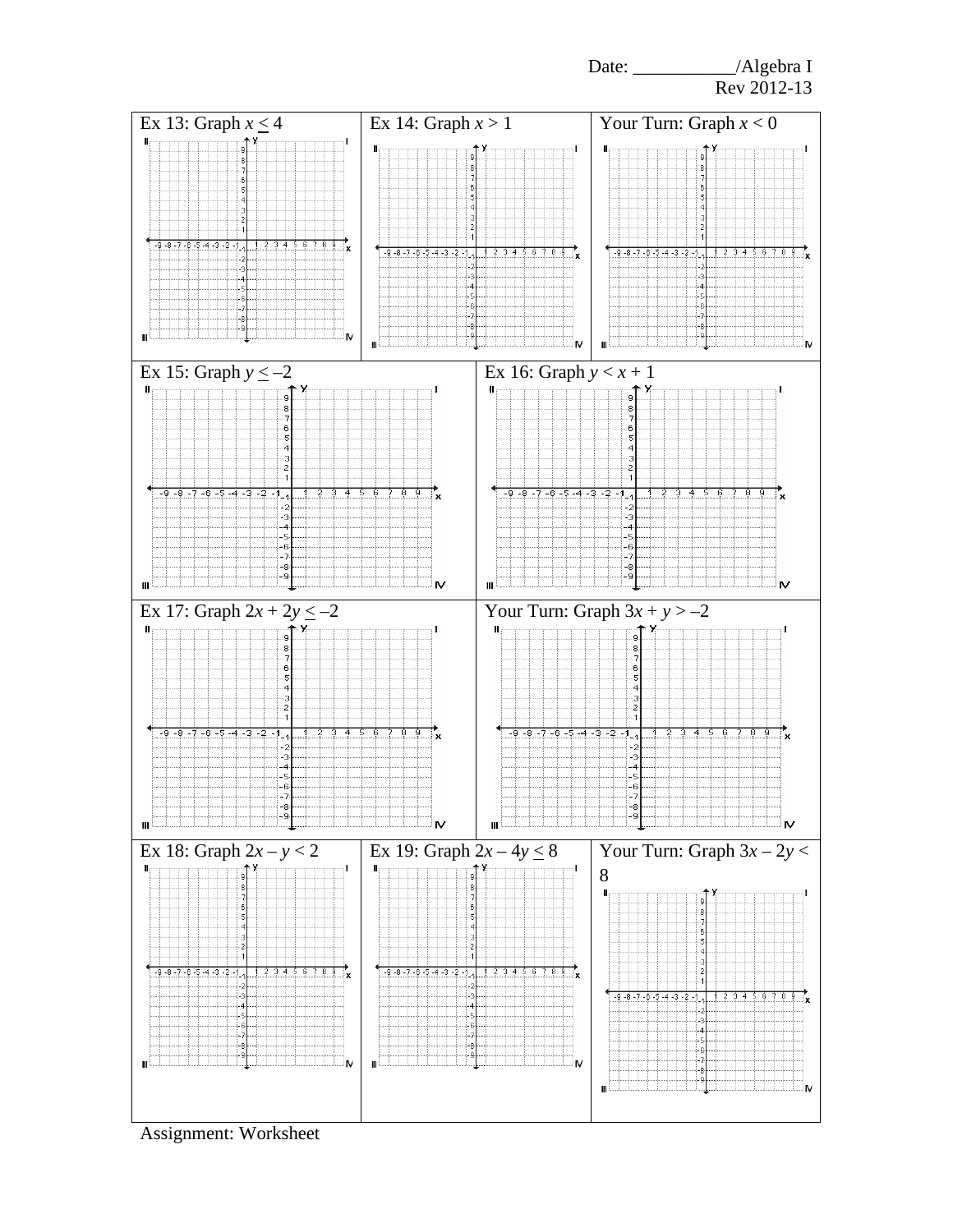Date: ___________/Algebra I
Rev 2012-13

Ex 13: Graph $x \leq 4$

Ex 14: Graph $x > 1$

Your Turn: Graph $x < 0$

Ex 15: Graph $y \leq -2$

Ex 16: Graph $y < x + 1$

Ex 17: Graph $2x + 2y \leq -2$

Your Turn: Graph $3x + y > -2$

Ex 18: Graph $2x - y < 2$

Ex 19: Graph $2x - 4y \leq 8$

Your Turn: Graph $3x - 2y < 8$

Assignment: Worksheet